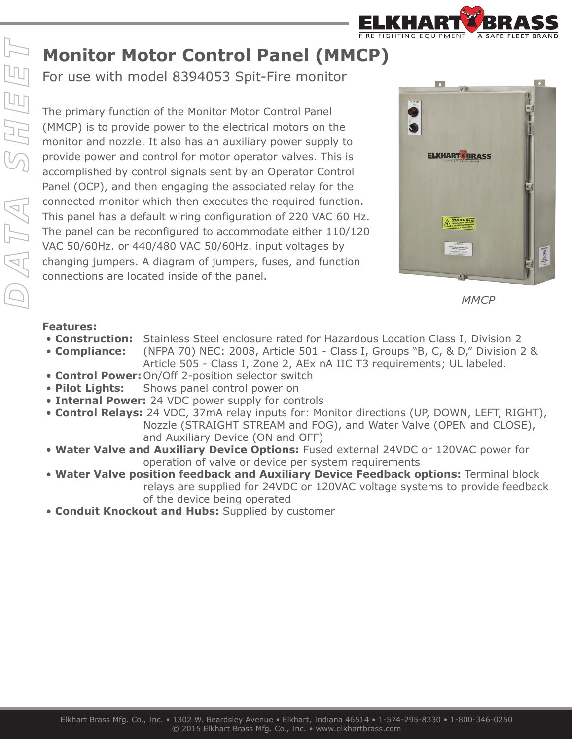# Monitor Motor Control Panel (MMCP)

For use with model 8394053 Spit-Fire monitor

The primary function of the Monitor Motor Control Panel (MMCP) is to provide power to the electrical motors on the monitor and nozzle. It also has an auxiliary power supply to provide power and control for motor operator valves. This is accomplished by control signals sent by an Operator Control Panel (OCP), and then engaging the associated relay for the connected monitor which then executes the required function. This panel has a default wiring configuration of 220 VAC 60 Hz. The panel can be reconfigured to accommodate either 110/120 VAC 50/60Hz. or 440/480 VAC 50/60Hz. input voltages by changing jumpers. A diagram of jumpers, fuses, and function connections are located inside of the panel.

*MMCP*

**Features:**

- **Construction:** Stainless Steel enclosure rated for Hazardous Location Class I, Division 2
- **Compliance:** (NFPA 70) NEC: 2008, Article 501 - Class I, Groups "B, C, & D," Division 2 & Article 505 - Class I, Zone 2, AEx nA IIC T3 requirements; UL labeled.
- **Control Power:** On/Off 2-position selector switch
- **Pilot Lights:** Shows panel control power on
- **Internal Power:** 24 VDC power supply for controls
- **Control Relays:** 24 VDC, 37mA relay inputs for: Monitor directions (UP, DOWN, LEFT, RIGHT), Nozzle (STRAIGHT STREAM and FOG), and Water Valve (OPEN and CLOSE), and Auxiliary Device (ON and OFF)
- **Water Valve and Auxiliary Device Options:** Fused external 24VDC or 120VAC power for operation of valve or device per system requirements
- **Water Valve position feedback and Auxiliary Device Feedback options:** Terminal block relays are supplied for 24VDC or 120VAC voltage systems to provide feedback of the device being operated
- **Conduit Knockout and Hubs:** Supplied by customer

Elkhart Brass Mfg. Co., Inc. • 1302 W. Beardsley Avenue • Elkhart, Indiana 46514 • 1-574-295-8330 • 1-800-346-0250
© 2015 Elkhart Brass Mfg. Co., Inc. • www.elkhartbrass.com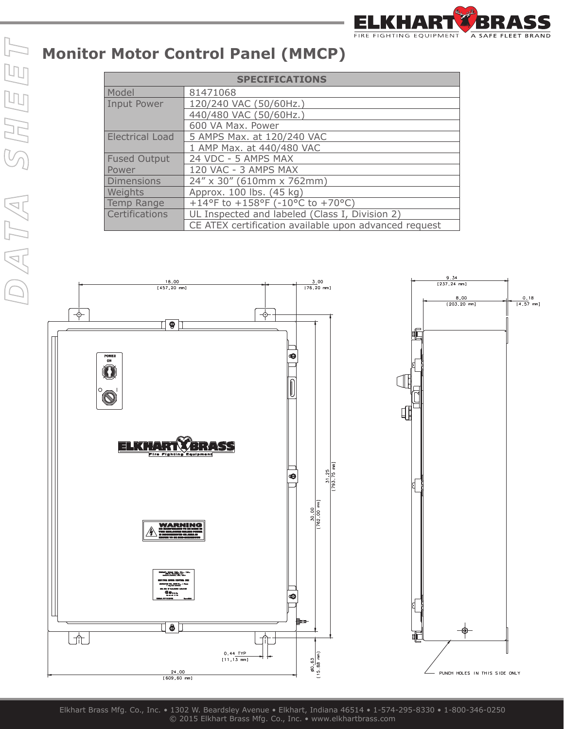# Monitor Motor Control Panel (MMCP)

| SPECIFICATIONS | |
|---|---|
| Model | 81471068 |
| Input Power | 120/240 VAC (50/60Hz.) |
| | 440/480 VAC (50/60Hz.) |
| | 600 VA Max. Power |
| Electrical Load | 5 AMPS Max. at 120/240 VAC |
| | 1 AMP Max. at 440/480 VAC |
| Fused Output Power | 24 VDC - 5 AMPS MAX |
| | 120 VAC - 3 AMPS MAX |
| Dimensions | 24” x 30” (610mm x 762mm) |
| Weights | Approx. 100 lbs. (45 kg) |
| Temp Range | +14°F to +158°F (-10°C to +70°C) |
| Certifications | UL Inspected and labeled (Class I, Division 2) |
| | CE ATEX certification available upon advanced request |

18.00 [457.20 mm]
3.00 [76.20 mm]
31.25 [793.75 mm]
30.00 [762.00 mm]
0.44 TYP [11.13 mm]
ø0.63 [15.88 mm]
24.00 [609.60 mm]
9.34 [237.24 mm]
8.00 [203.20 mm]
0.18 [4.57 mm]
PUNCH HOLES IN THIS SIDE ONLY